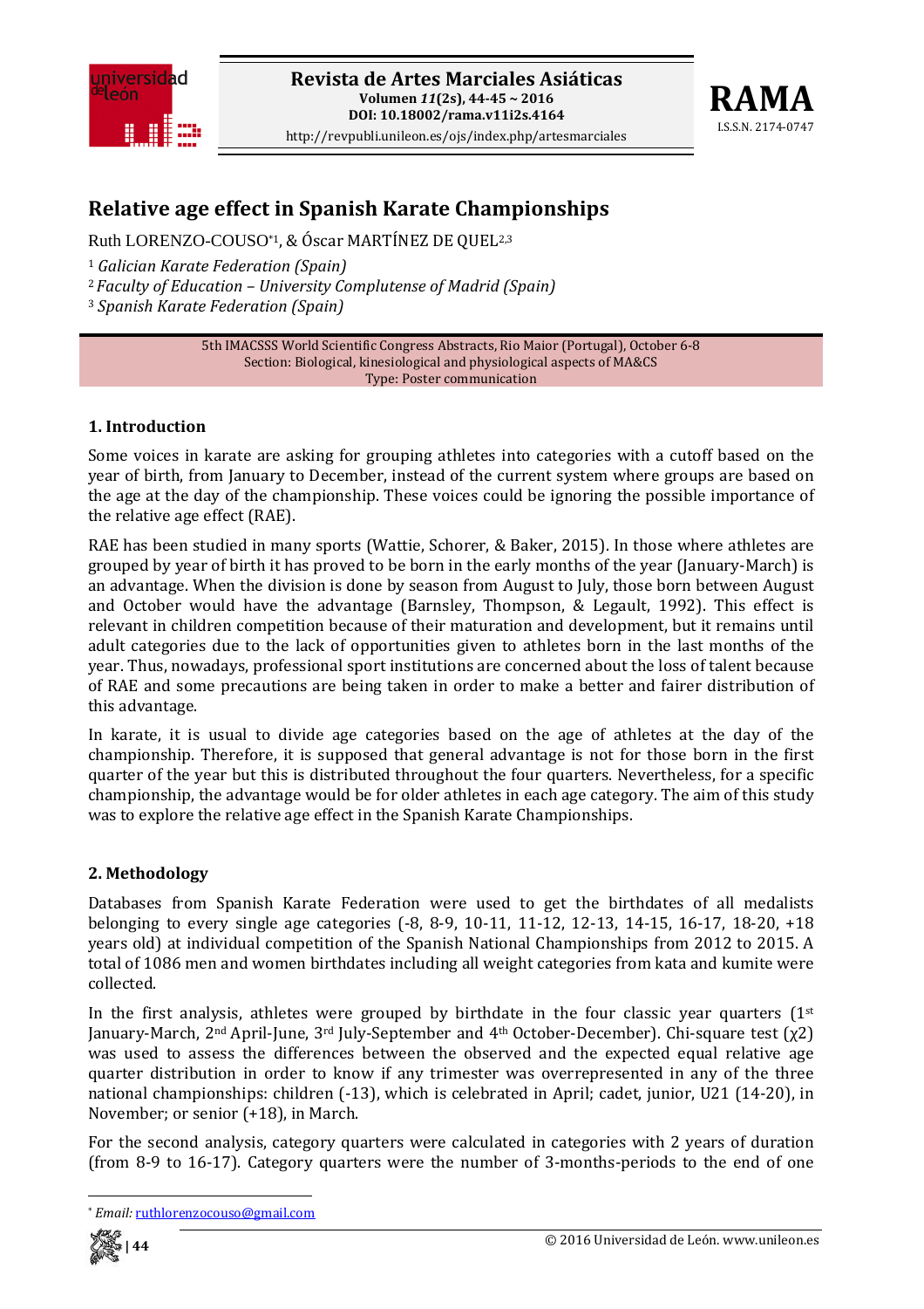# Relative age effect in Spanish Karate Championships

Ruth LORENZO-COUSO*[1], & Óscar MARTÍNEZ DE QUEL[2,3]

[1] *Galician Karate Federation (Spain)*

[2] *Faculty of Education – University Complutense of Madrid (Spain)*

[3] *Spanish Karate Federation (Spain)*

5th IMACSSS World Scientific Congress Abstracts, Rio Maior (Portugal), October 6-8
Section: Biological, kinesiological and physiological aspects of MA&CS
Type: Poster communication

## 1. Introduction

Some voices in karate are asking for grouping athletes into categories with a cutoff based on the year of birth, from January to December, instead of the current system where groups are based on the age at the day of the championship. These voices could be ignoring the possible importance of the relative age effect (RAE).

RAE has been studied in many sports (Wattie, Schorer, & Baker, 2015). In those where athletes are grouped by year of birth it has proved to be born in the early months of the year (January-March) is an advantage. When the division is done by season from August to July, those born between August and October would have the advantage (Barnsley, Thompson, & Legault, 1992). This effect is relevant in children competition because of their maturation and development, but it remains until adult categories due to the lack of opportunities given to athletes born in the last months of the year. Thus, nowadays, professional sport institutions are concerned about the loss of talent because of RAE and some precautions are being taken in order to make a better and fairer distribution of this advantage.

In karate, it is usual to divide age categories based on the age of athletes at the day of the championship. Therefore, it is supposed that general advantage is not for those born in the first quarter of the year but this is distributed throughout the four quarters. Nevertheless, for a specific championship, the advantage would be for older athletes in each age category. The aim of this study was to explore the relative age effect in the Spanish Karate Championships.

## 2. Methodology

Databases from Spanish Karate Federation were used to get the birthdates of all medalists belonging to every single age categories (-8, 8-9, 10-11, 11-12, 12-13, 14-15, 16-17, 18-20, +18 years old) at individual competition of the Spanish National Championships from 2012 to 2015. A total of 1086 men and women birthdates including all weight categories from kata and kumite were collected.

In the first analysis, athletes were grouped by birthdate in the four classic year quarters (1st January-March, 2nd April-June, 3rd July-September and 4th October-December). Chi-square test ($\chi 2$) was used to assess the differences between the observed and the expected equal relative age quarter distribution in order to know if any trimester was overrepresented in any of the three national championships: children (-13), which is celebrated in April; cadet, junior, U21 (14-20), in November; or senior (+18), in March.

For the second analysis, category quarters were calculated in categories with 2 years of duration (from 8-9 to 16-17). Category quarters were the number of 3-months-periods to the end of one

---

* *Email:* ruthlorenzocouso@gmail.com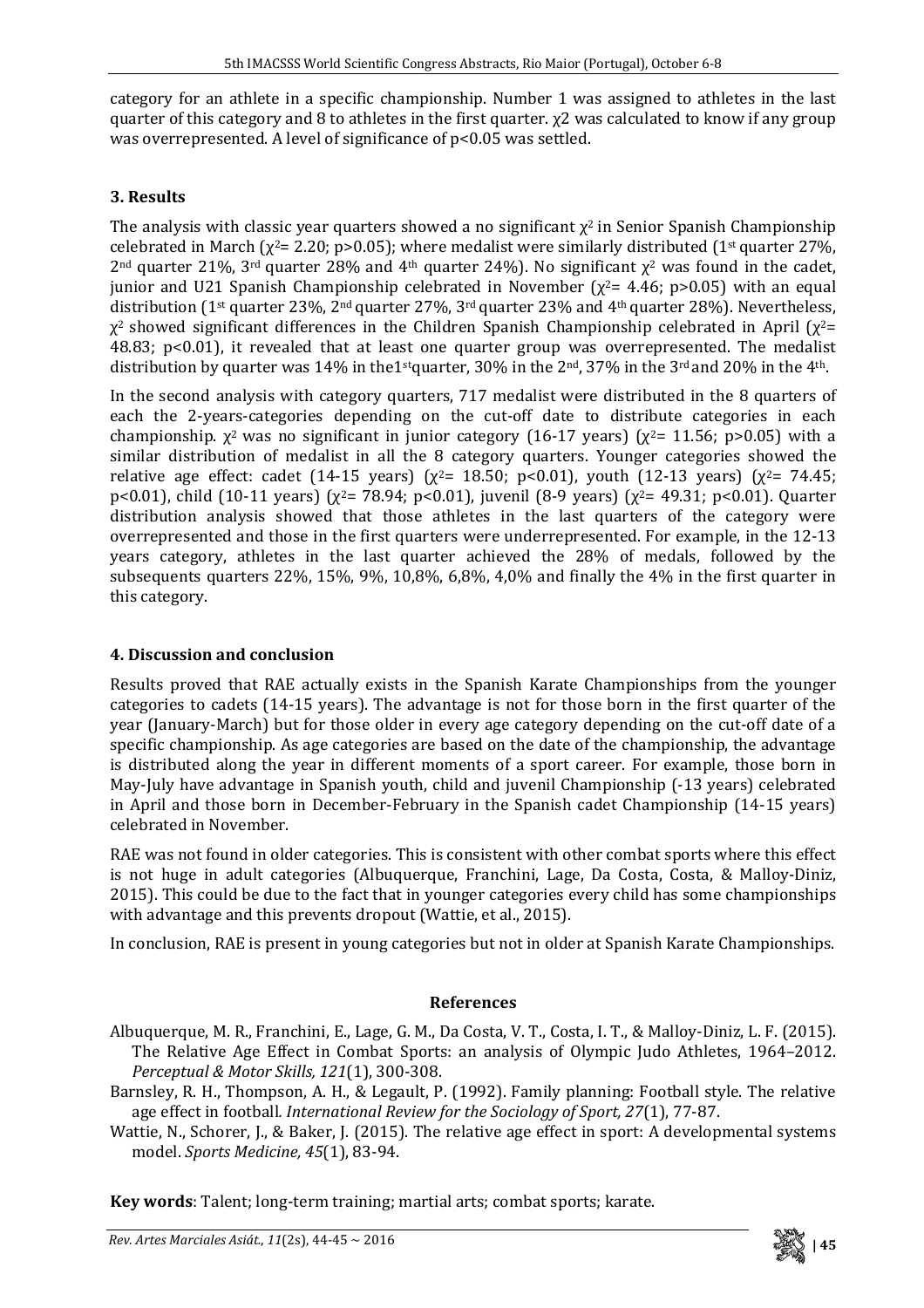category for an athlete in a specific championship. Number 1 was assigned to athletes in the last quarter of this category and 8 to athletes in the first quarter. $\chi2$ was calculated to know if any group was overrepresented. A level of significance of $p<0.05$ was settled.

## 3. Results

The analysis with classic year quarters showed a no significant $\chi^2$ in Senior Spanish Championship celebrated in March ($\chi^2= 2.20$; $p>0.05$); where medalist were similarly distributed (1st quarter 27%, 2nd quarter 21%, 3rd quarter 28% and 4th quarter 24%). No significant $\chi^2$ was found in the cadet, junior and U21 Spanish Championship celebrated in November ($\chi^2= 4.46$; $p>0.05$) with an equal distribution (1st quarter 23%, 2nd quarter 27%, 3rd quarter 23% and 4th quarter 28%). Nevertheless, $\chi^2$ showed significant differences in the Children Spanish Championship celebrated in April ($\chi^2= 48.83$; $p<0.01$), it revealed that at least one quarter group was overrepresented. The medalist distribution by quarter was 14% in the1st quarter, 30% in the 2nd, 37% in the 3rd and 20% in the 4th.

In the second analysis with category quarters, 717 medalist were distributed in the 8 quarters of each the 2-years-categories depending on the cut-off date to distribute categories in each championship. $\chi^2$ was no significant in junior category (16-17 years) ($\chi^2= 11.56$; $p>0.05$) with a similar distribution of medalist in all the 8 category quarters. Younger categories showed the relative age effect: cadet (14-15 years) ($\chi^2= 18.50$; $p<0.01$), youth (12-13 years) ($\chi^2= 74.45$; $p<0.01$), child (10-11 years) ($\chi^2= 78.94$; $p<0.01$), juvenil (8-9 years) ($\chi^2= 49.31$; $p<0.01$). Quarter distribution analysis showed that those athletes in the last quarters of the category were overrepresented and those in the first quarters were underrepresented. For example, in the 12-13 years category, athletes in the last quarter achieved the 28% of medals, followed by the subsequents quarters 22%, 15%, 9%, 10,8%, 6,8%, 4,0% and finally the 4% in the first quarter in this category.

## 4. Discussion and conclusion

Results proved that RAE actually exists in the Spanish Karate Championships from the younger categories to cadets (14-15 years). The advantage is not for those born in the first quarter of the year (January-March) but for those older in every age category depending on the cut-off date of a specific championship. As age categories are based on the date of the championship, the advantage is distributed along the year in different moments of a sport career. For example, those born in May-July have advantage in Spanish youth, child and juvenil Championship (-13 years) celebrated in April and those born in December-February in the Spanish cadet Championship (14-15 years) celebrated in November.

RAE was not found in older categories. This is consistent with other combat sports where this effect is not huge in adult categories (Albuquerque, Franchini, Lage, Da Costa, Costa, & Malloy-Diniz, 2015). This could be due to the fact that in younger categories every child has some championships with advantage and this prevents dropout (Wattie, et al., 2015).

In conclusion, RAE is present in young categories but not in older at Spanish Karate Championships.

### References

Albuquerque, M. R., Franchini, E., Lage, G. M., Da Costa, V. T., Costa, I. T., & Malloy-Diniz, L. F. (2015). The Relative Age Effect in Combat Sports: an analysis of Olympic Judo Athletes, 1964–2012. *Perceptual & Motor Skills, 121*(1), 300-308.

Barnsley, R. H., Thompson, A. H., & Legault, P. (1992). Family planning: Football style. The relative age effect in football. *International Review for the Sociology of Sport, 27*(1), 77-87.

Wattie, N., Schorer, J., & Baker, J. (2015). The relative age effect in sport: A developmental systems model. *Sports Medicine, 45*(1), 83-94.

**Key words**: Talent; long-term training; martial arts; combat sports; karate.